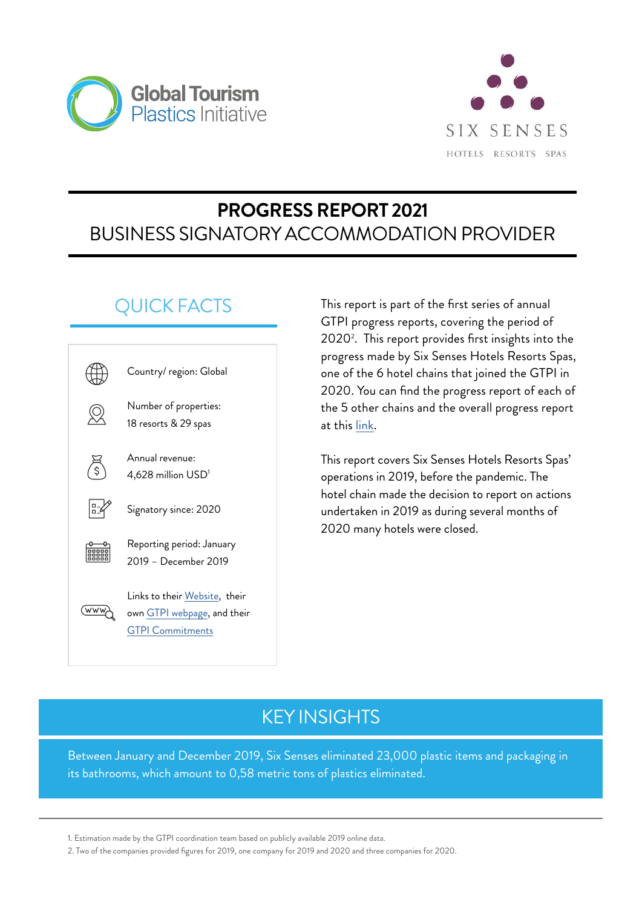Global Tourism Plastics Initiative

SIX SENSES

HOTELS RESORTS SPAS

# PROGRESS REPORT 2021

## BUSINESS SIGNATORY ACCOMMODATION PROVIDER

## QUICK FACTS

- Country/ region: Global
- Number of properties: 18 resorts & 29 spas
- Annual revenue: 4,628 million USD[1]
- Signatory since: 2020
- Reporting period: January 2019 – December 2019
- Links to their Website, their own GTPI webpage, and their GTPI Commitments

This report is part of the first series of annual GTPI progress reports, covering the period of 2020[2]. This report provides first insights into the progress made by Six Senses Hotels Resorts Spas, one of the 6 hotel chains that joined the GTPI in 2020. You can find the progress report of each of the 5 other chains and the overall progress report at this link.

This report covers Six Senses Hotels Resorts Spas' operations in 2019, before the pandemic. The hotel chain made the decision to report on actions undertaken in 2019 as during several months of 2020 many hotels were closed.

## KEY INSIGHTS

Between January and December 2019, Six Senses eliminated 23,000 plastic items and packaging in its bathrooms, which amount to 0,58 metric tons of plastics eliminated.

1. Estimation made by the GTPI coordination team based on publicly available 2019 online data.
2. Two of the companies provided figures for 2019, one company for 2019 and 2020 and three companies for 2020.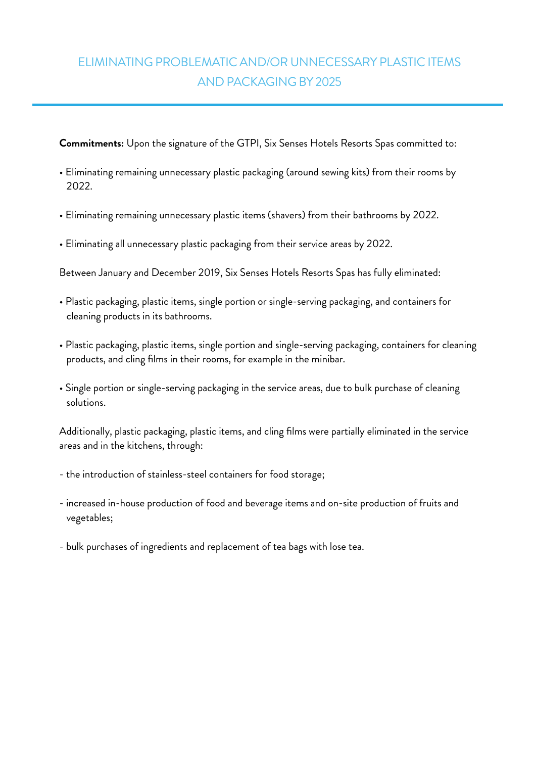# ELIMINATING PROBLEMATIC AND/OR UNNECESSARY PLASTIC ITEMS AND PACKAGING BY 2025

**Commitments:** Upon the signature of the GTPI, Six Senses Hotels Resorts Spas committed to:

- Eliminating remaining unnecessary plastic packaging (around sewing kits) from their rooms by 2022.
- Eliminating remaining unnecessary plastic items (shavers) from their bathrooms by 2022.
- Eliminating all unnecessary plastic packaging from their service areas by 2022.

Between January and December 2019, Six Senses Hotels Resorts Spas has fully eliminated:

- Plastic packaging, plastic items, single portion or single-serving packaging, and containers for cleaning products in its bathrooms.
- Plastic packaging, plastic items, single portion and single-serving packaging, containers for cleaning products, and cling films in their rooms, for example in the minibar.
- Single portion or single-serving packaging in the service areas, due to bulk purchase of cleaning solutions.

Additionally, plastic packaging, plastic items, and cling films were partially eliminated in the service areas and in the kitchens, through:

- the introduction of stainless-steel containers for food storage;
- increased in-house production of food and beverage items and on-site production of fruits and vegetables;
- bulk purchases of ingredients and replacement of tea bags with lose tea.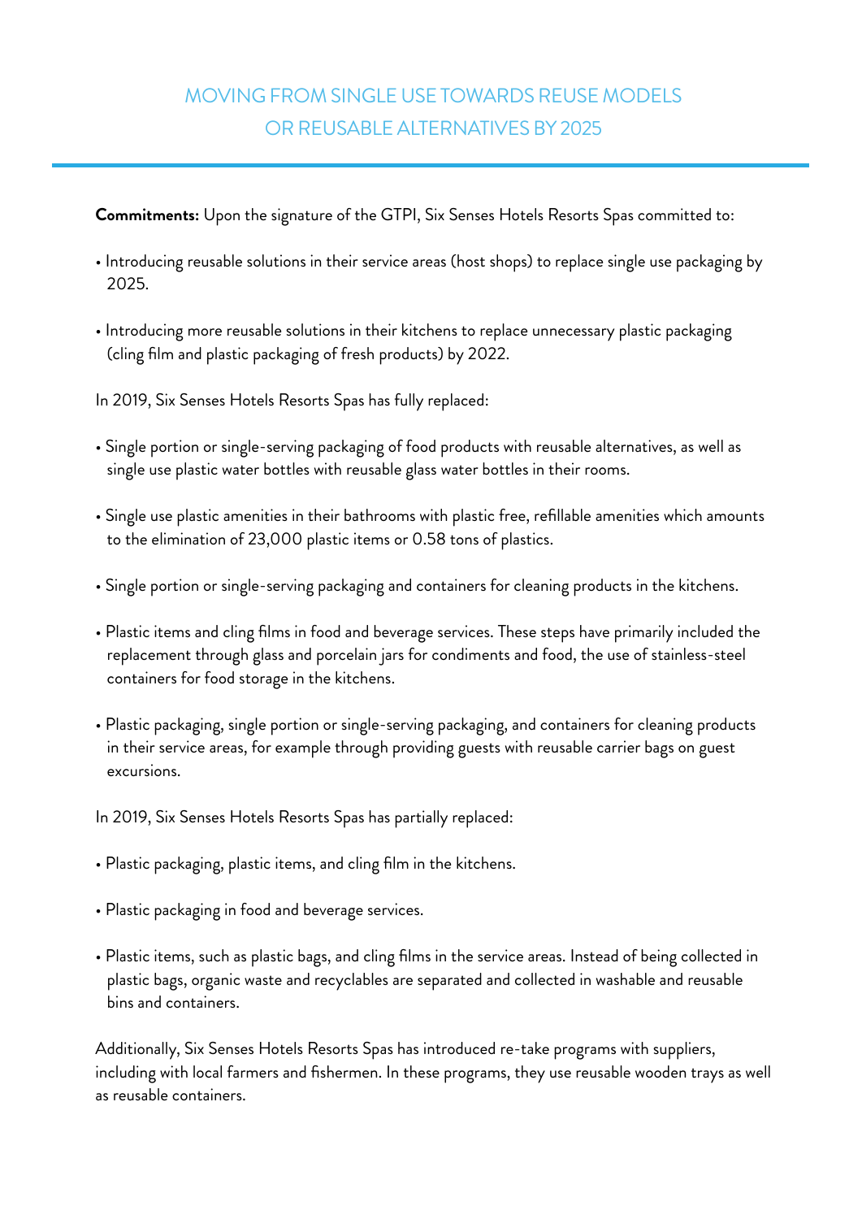## MOVING FROM SINGLE USE TOWARDS REUSE MODELS OR REUSABLE ALTERNATIVES BY 2025

**Commitments:** Upon the signature of the GTPI, Six Senses Hotels Resorts Spas committed to:

- Introducing reusable solutions in their service areas (host shops) to replace single use packaging by 2025.
- Introducing more reusable solutions in their kitchens to replace unnecessary plastic packaging (cling film and plastic packaging of fresh products) by 2022.

In 2019, Six Senses Hotels Resorts Spas has fully replaced:

- Single portion or single-serving packaging of food products with reusable alternatives, as well as single use plastic water bottles with reusable glass water bottles in their rooms.
- Single use plastic amenities in their bathrooms with plastic free, refillable amenities which amounts to the elimination of 23,000 plastic items or 0.58 tons of plastics.
- Single portion or single-serving packaging and containers for cleaning products in the kitchens.
- Plastic items and cling films in food and beverage services. These steps have primarily included the replacement through glass and porcelain jars for condiments and food, the use of stainless-steel containers for food storage in the kitchens.
- Plastic packaging, single portion or single-serving packaging, and containers for cleaning products in their service areas, for example through providing guests with reusable carrier bags on guest excursions.

In 2019, Six Senses Hotels Resorts Spas has partially replaced:

- Plastic packaging, plastic items, and cling film in the kitchens.
- Plastic packaging in food and beverage services.
- Plastic items, such as plastic bags, and cling films in the service areas. Instead of being collected in plastic bags, organic waste and recyclables are separated and collected in washable and reusable bins and containers.

Additionally, Six Senses Hotels Resorts Spas has introduced re-take programs with suppliers, including with local farmers and fishermen. In these programs, they use reusable wooden trays as well as reusable containers.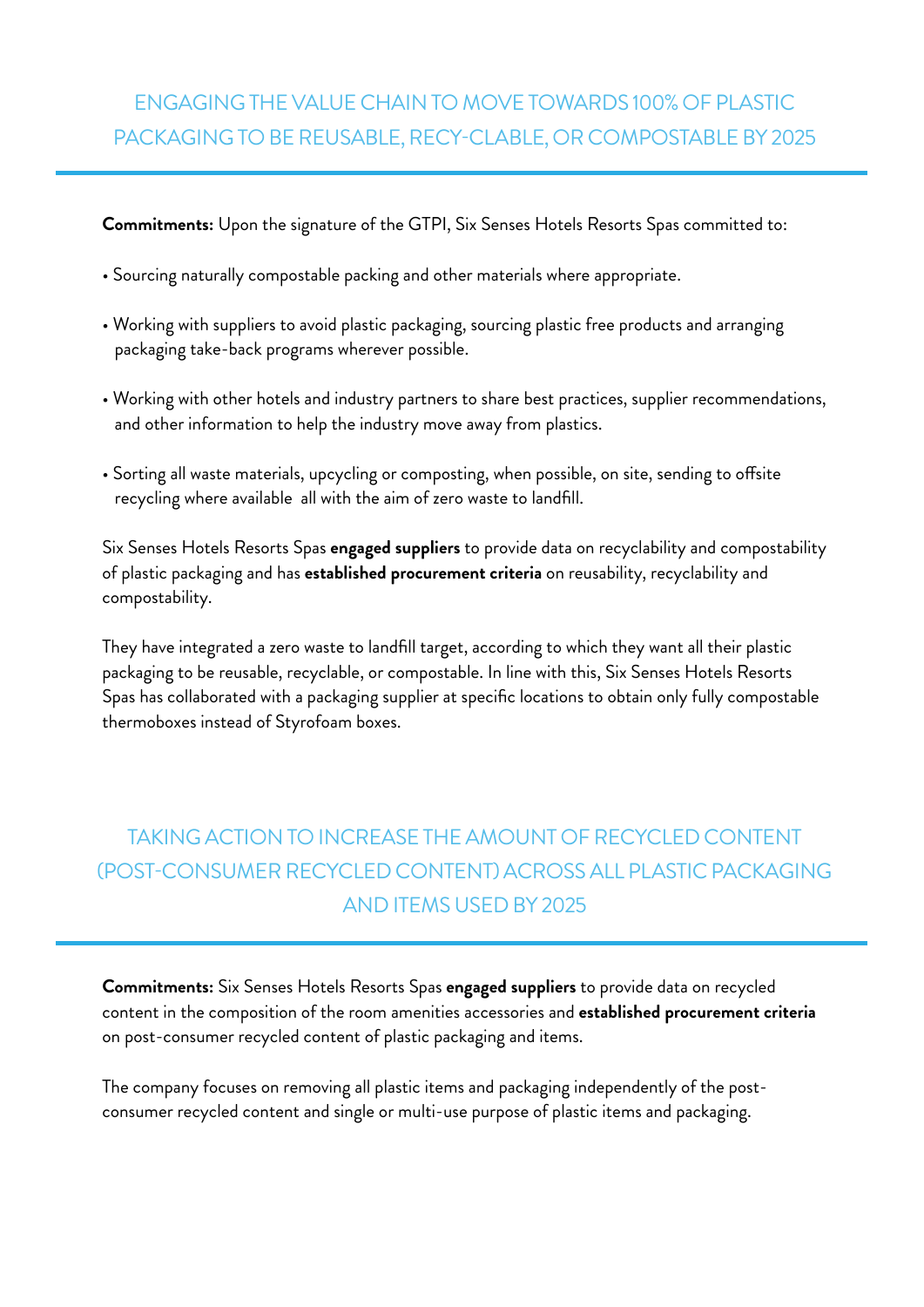## ENGAGING THE VALUE CHAIN TO MOVE TOWARDS 100% OF PLASTIC PACKAGING TO BE REUSABLE, RECY-CLABLE, OR COMPOSTABLE BY 2025

**Commitments:** Upon the signature of the GTPI, Six Senses Hotels Resorts Spas committed to:

- Sourcing naturally compostable packing and other materials where appropriate.
- Working with suppliers to avoid plastic packaging, sourcing plastic free products and arranging packaging take-back programs wherever possible.
- Working with other hotels and industry partners to share best practices, supplier recommendations, and other information to help the industry move away from plastics.
- Sorting all waste materials, upcycling or composting, when possible, on site, sending to offsite recycling where available all with the aim of zero waste to landfill.

Six Senses Hotels Resorts Spas **engaged suppliers** to provide data on recyclability and compostability of plastic packaging and has **established procurement criteria** on reusability, recyclability and compostability.

They have integrated a zero waste to landfill target, according to which they want all their plastic packaging to be reusable, recyclable, or compostable. In line with this, Six Senses Hotels Resorts Spas has collaborated with a packaging supplier at specific locations to obtain only fully compostable thermoboxes instead of Styrofoam boxes.

## TAKING ACTION TO INCREASE THE AMOUNT OF RECYCLED CONTENT (POST-CONSUMER RECYCLED CONTENT) ACROSS ALL PLASTIC PACKAGING AND ITEMS USED BY 2025

**Commitments:** Six Senses Hotels Resorts Spas **engaged suppliers** to provide data on recycled content in the composition of the room amenities accessories and **established procurement criteria** on post-consumer recycled content of plastic packaging and items.

The company focuses on removing all plastic items and packaging independently of the post-consumer recycled content and single or multi-use purpose of plastic items and packaging.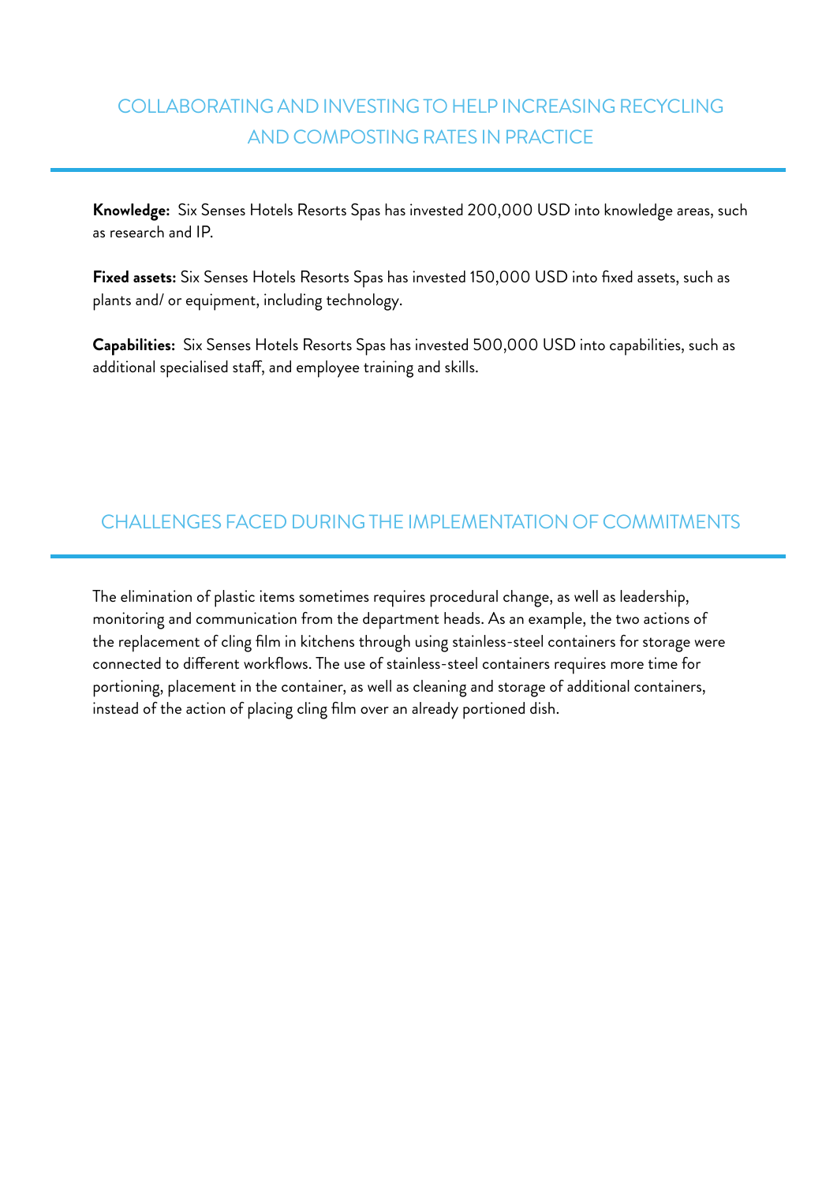## COLLABORATING AND INVESTING TO HELP INCREASING RECYCLING AND COMPOSTING RATES IN PRACTICE

**Knowledge:** Six Senses Hotels Resorts Spas has invested 200,000 USD into knowledge areas, such as research and IP.

**Fixed assets:** Six Senses Hotels Resorts Spas has invested 150,000 USD into fixed assets, such as plants and/ or equipment, including technology.

**Capabilities:** Six Senses Hotels Resorts Spas has invested 500,000 USD into capabilities, such as additional specialised staff, and employee training and skills.

## CHALLENGES FACED DURING THE IMPLEMENTATION OF COMMITMENTS

The elimination of plastic items sometimes requires procedural change, as well as leadership, monitoring and communication from the department heads. As an example, the two actions of the replacement of cling film in kitchens through using stainless-steel containers for storage were connected to different workflows. The use of stainless-steel containers requires more time for portioning, placement in the container, as well as cleaning and storage of additional containers, instead of the action of placing cling film over an already portioned dish.